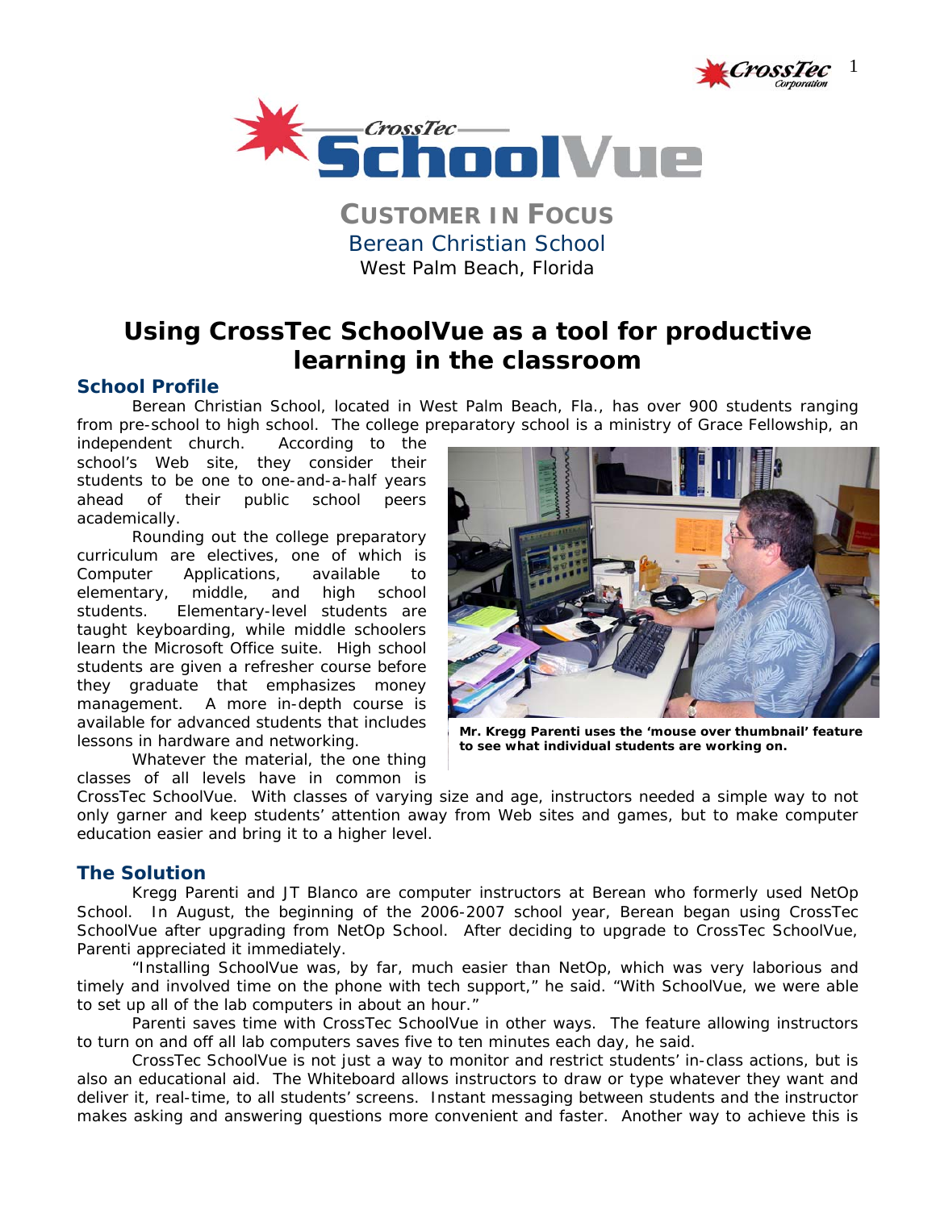# CrossTec SchoolVue

## CUSTOMER IN FOCUS

Berean Christian School

West Palm Beach, Florida

# Using CrossTec SchoolVue as a tool for productive learning in the classroom

## School Profile

Berean Christian School, located in West Palm Beach, Fla., has over 900 students ranging from pre-school to high school. The college preparatory school is a ministry of Grace Fellowship, an independent church. According to the school's Web site, they consider their students to be one to one-and-a-half years ahead of their public school peers academically.

Rounding out the college preparatory curriculum are electives, one of which is Computer Applications, available to elementary, middle, and high school students. Elementary-level students are taught keyboarding, while middle schoolers learn the Microsoft Office suite. High school students are given a refresher course before they graduate that emphasizes money management. A more in-depth course is available for advanced students that includes lessons in hardware and networking.

**Mr. Kregg Parenti uses the 'mouse over thumbnail' feature to see what individual students are working on.**

Whatever the material, the one thing classes of all levels have in common is CrossTec SchoolVue. With classes of varying size and age, instructors needed a simple way to not only garner and keep students' attention away from Web sites and games, but to make computer education easier and bring it to a higher level.

## The Solution

Kregg Parenti and JT Blanco are computer instructors at Berean who formerly used NetOp School. In August, the beginning of the 2006-2007 school year, Berean began using CrossTec SchoolVue after upgrading from NetOp School. After deciding to upgrade to CrossTec SchoolVue, Parenti appreciated it immediately.

"Installing SchoolVue was, by far, much easier than NetOp, which was very laborious and timely and involved time on the phone with tech support," he said. "With SchoolVue, we were able to set up all of the lab computers in about an hour."

Parenti saves time with CrossTec SchoolVue in other ways. The feature allowing instructors to turn on and off all lab computers saves five to ten minutes each day, he said.

CrossTec SchoolVue is not just a way to monitor and restrict students' in-class actions, but is also an educational aid. The Whiteboard allows instructors to draw or type whatever they want and deliver it, real-time, to all students' screens. Instant messaging between students and the instructor makes asking and answering questions more convenient and faster. Another way to achieve this is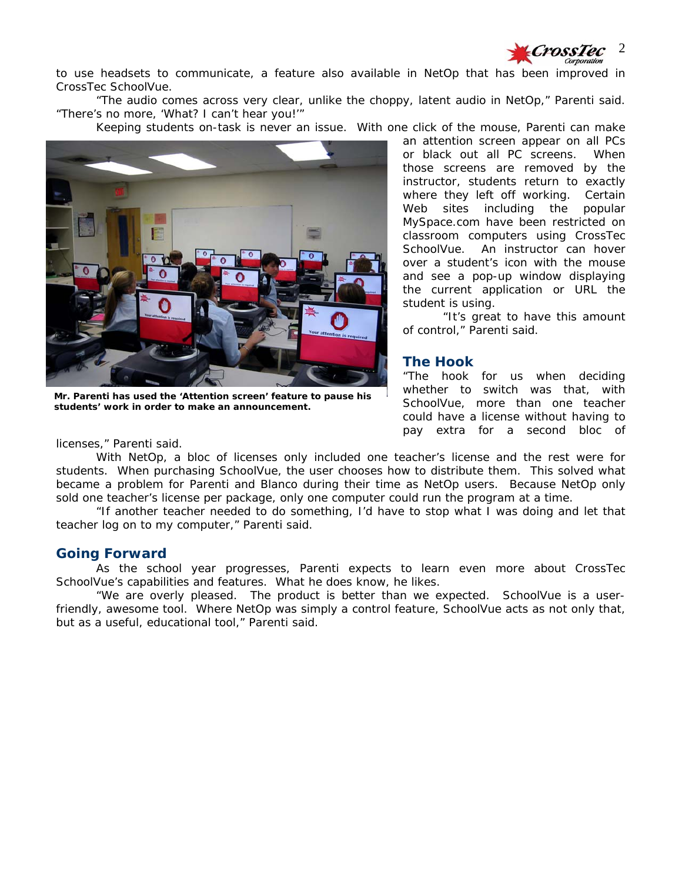to use headsets to communicate, a feature also available in NetOp that has been improved in CrossTec SchoolVue.

"The audio comes across very clear, unlike the choppy, latent audio in NetOp," Parenti said. "There's no more, 'What? I can't hear you!'"

Keeping students on-task is never an issue. With one click of the mouse, Parenti can make an attention screen appear on all PCs or black out all PC screens. When those screens are removed by the instructor, students return to exactly where they left off working. Certain Web sites including the popular MySpace.com have been restricted on classroom computers using CrossTec SchoolVue. An instructor can hover over a student's icon with the mouse and see a pop-up window displaying the current application or URL the student is using.

**Mr. Parenti has used the 'Attention screen' feature to pause his students' work in order to make an announcement.**

"It's great to have this amount of control," Parenti said.

## The Hook

"The hook for us when deciding whether to switch was that, with SchoolVue, more than one teacher could have a license without having to pay extra for a second bloc of licenses," Parenti said.

With NetOp, a bloc of licenses only included one teacher's license and the rest were for students. When purchasing SchoolVue, the user chooses how to distribute them. This solved what became a problem for Parenti and Blanco during their time as NetOp users. Because NetOp only sold one teacher's license per package, only one computer could run the program at a time.

"If another teacher needed to do something, I'd have to stop what I was doing and let that teacher log on to my computer," Parenti said.

## Going Forward

As the school year progresses, Parenti expects to learn even more about CrossTec SchoolVue's capabilities and features. What he does know, he likes.

"We are overly pleased. The product is better than we expected. SchoolVue is a user-friendly, awesome tool. Where NetOp was simply a control feature, SchoolVue acts as not only that, but as a useful, educational tool," Parenti said.